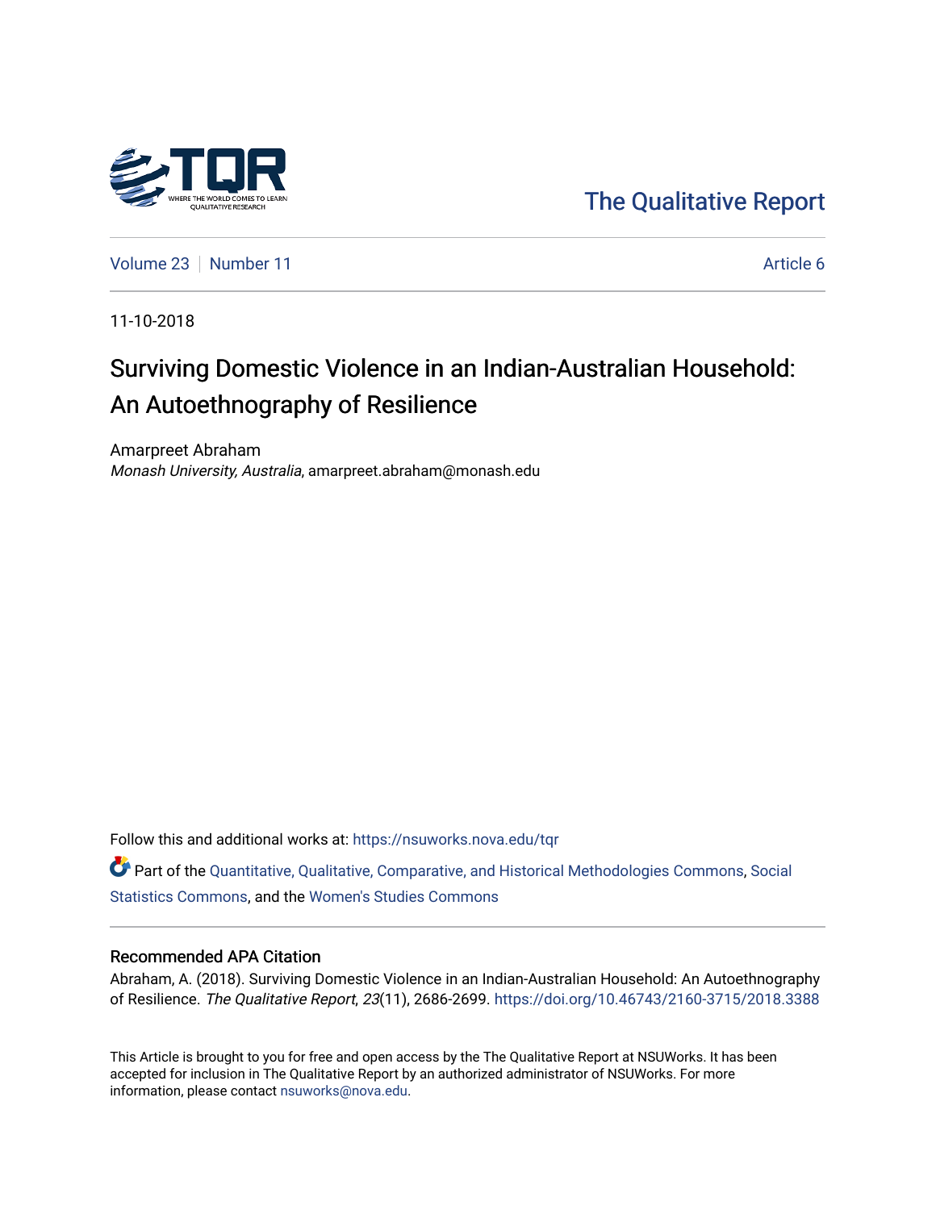The Qualitative Report

Volume 23 | Number 11 | Article 6

11-10-2018

# Surviving Domestic Violence in an Indian-Australian Household: An Autoethnography of Resilience

Amarpreet Abraham
*Monash University, Australia*, amarpreet.abraham@monash.edu

Follow this and additional works at: https://nsuworks.nova.edu/tqr

Part of the Quantitative, Qualitative, Comparative, and Historical Methodologies Commons, Social Statistics Commons, and the Women's Studies Commons

## Recommended APA Citation

Abraham, A. (2018). Surviving Domestic Violence in an Indian-Australian Household: An Autoethnography of Resilience. *The Qualitative Report*, *23*(11), 2686-2699. https://doi.org/10.46743/2160-3715/2018.3388

This Article is brought to you for free and open access by the The Qualitative Report at NSUWorks. It has been accepted for inclusion in The Qualitative Report by an authorized administrator of NSUWorks. For more information, please contact nsuworks@nova.edu.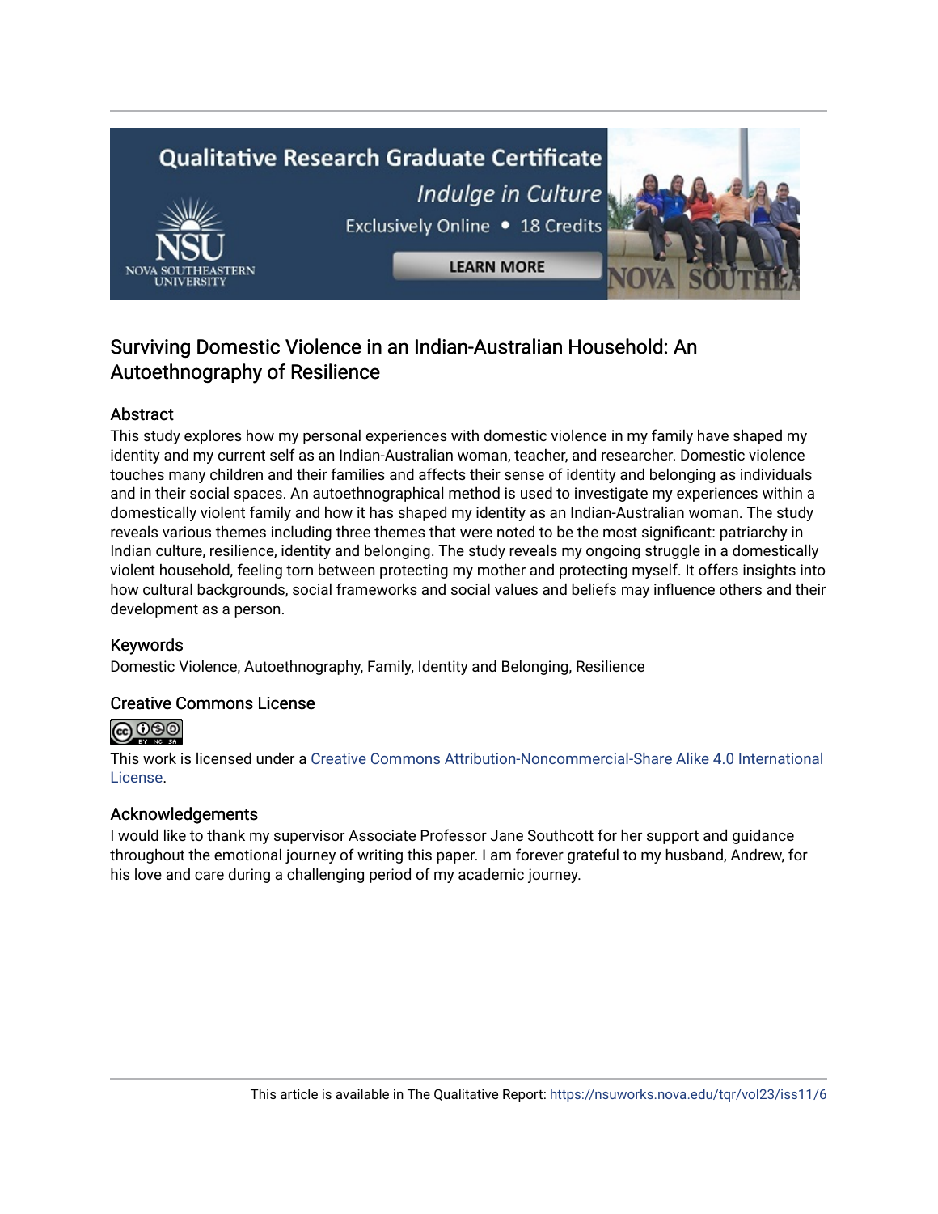# Surviving Domestic Violence in an Indian-Australian Household: An Autoethnography of Resilience

## Abstract

This study explores how my personal experiences with domestic violence in my family have shaped my identity and my current self as an Indian-Australian woman, teacher, and researcher. Domestic violence touches many children and their families and affects their sense of identity and belonging as individuals and in their social spaces. An autoethnographical method is used to investigate my experiences within a domestically violent family and how it has shaped my identity as an Indian-Australian woman. The study reveals various themes including three themes that were noted to be the most significant: patriarchy in Indian culture, resilience, identity and belonging. The study reveals my ongoing struggle in a domestically violent household, feeling torn between protecting my mother and protecting myself. It offers insights into how cultural backgrounds, social frameworks and social values and beliefs may influence others and their development as a person.

## Keywords

Domestic Violence, Autoethnography, Family, Identity and Belonging, Resilience

## Creative Commons License

This work is licensed under a Creative Commons Attribution-Noncommercial-Share Alike 4.0 International License.

## Acknowledgements

I would like to thank my supervisor Associate Professor Jane Southcott for her support and guidance throughout the emotional journey of writing this paper. I am forever grateful to my husband, Andrew, for his love and care during a challenging period of my academic journey.

This article is available in The Qualitative Report: https://nsuworks.nova.edu/tqr/vol23/iss11/6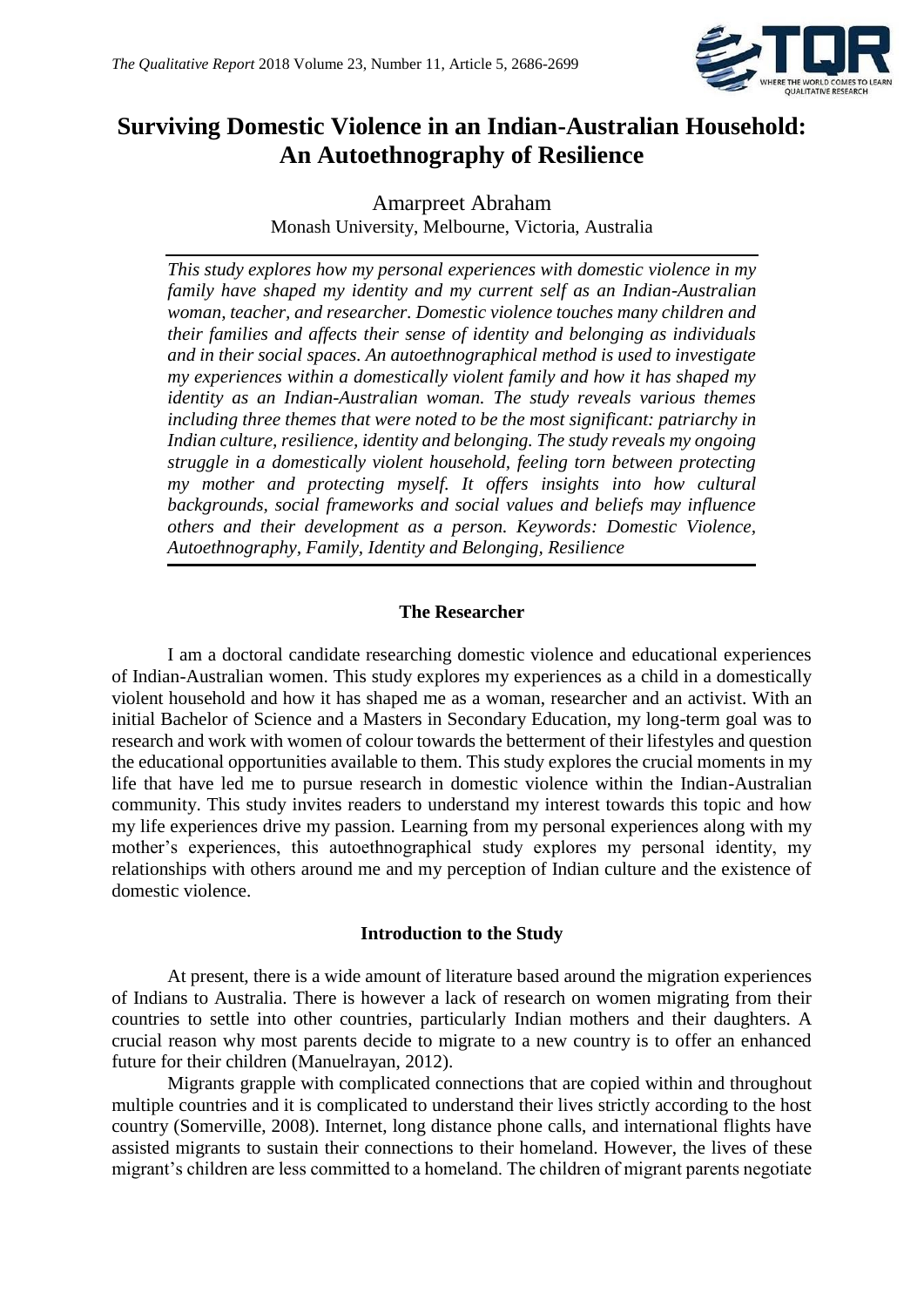# Surviving Domestic Violence in an Indian-Australian Household: An Autoethnography of Resilience

Amarpreet Abraham

Monash University, Melbourne, Victoria, Australia

*This study explores how my personal experiences with domestic violence in my family have shaped my identity and my current self as an Indian-Australian woman, teacher, and researcher. Domestic violence touches many children and their families and affects their sense of identity and belonging as individuals and in their social spaces. An autoethnographical method is used to investigate my experiences within a domestically violent family and how it has shaped my identity as an Indian-Australian woman. The study reveals various themes including three themes that were noted to be the most significant: patriarchy in Indian culture, resilience, identity and belonging. The study reveals my ongoing struggle in a domestically violent household, feeling torn between protecting my mother and protecting myself. It offers insights into how cultural backgrounds, social frameworks and social values and beliefs may influence others and their development as a person. Keywords: Domestic Violence, Autoethnography, Family, Identity and Belonging, Resilience*

## The Researcher

I am a doctoral candidate researching domestic violence and educational experiences of Indian-Australian women. This study explores my experiences as a child in a domestically violent household and how it has shaped me as a woman, researcher and an activist. With an initial Bachelor of Science and a Masters in Secondary Education, my long-term goal was to research and work with women of colour towards the betterment of their lifestyles and question the educational opportunities available to them. This study explores the crucial moments in my life that have led me to pursue research in domestic violence within the Indian-Australian community. This study invites readers to understand my interest towards this topic and how my life experiences drive my passion. Learning from my personal experiences along with my mother's experiences, this autoethnographical study explores my personal identity, my relationships with others around me and my perception of Indian culture and the existence of domestic violence.

## Introduction to the Study

At present, there is a wide amount of literature based around the migration experiences of Indians to Australia. There is however a lack of research on women migrating from their countries to settle into other countries, particularly Indian mothers and their daughters. A crucial reason why most parents decide to migrate to a new country is to offer an enhanced future for their children (Manuelrayan, 2012).

Migrants grapple with complicated connections that are copied within and throughout multiple countries and it is complicated to understand their lives strictly according to the host country (Somerville, 2008). Internet, long distance phone calls, and international flights have assisted migrants to sustain their connections to their homeland. However, the lives of these migrant's children are less committed to a homeland. The children of migrant parents negotiate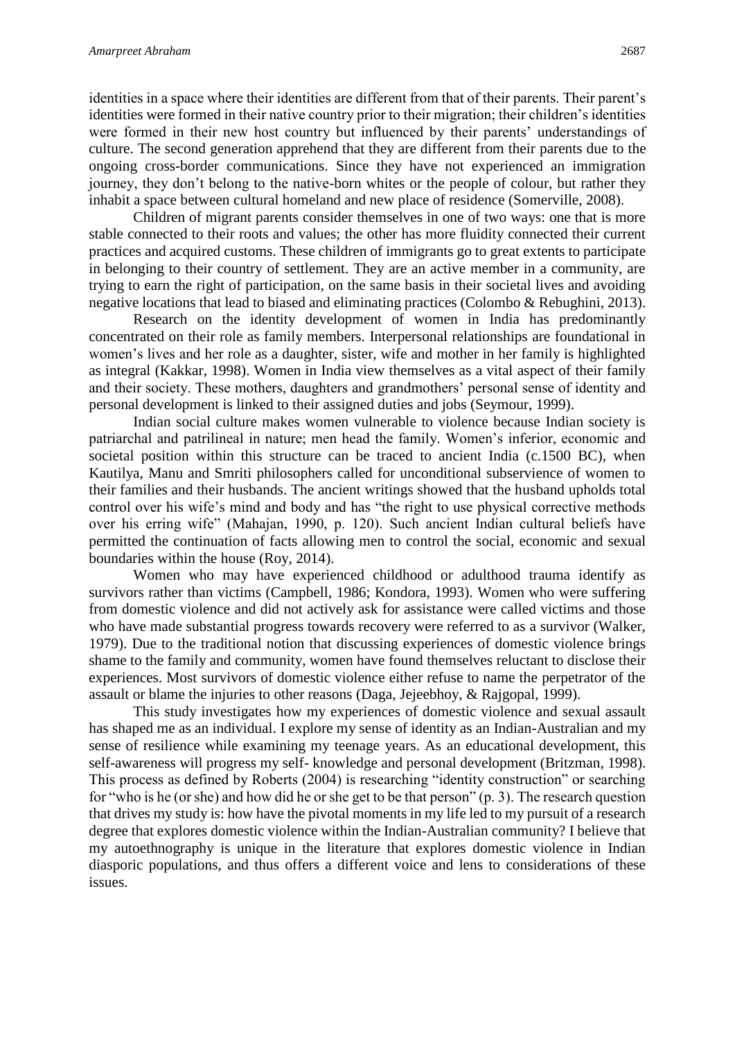identities in a space where their identities are different from that of their parents. Their parent's identities were formed in their native country prior to their migration; their children's identities were formed in their new host country but influenced by their parents' understandings of culture. The second generation apprehend that they are different from their parents due to the ongoing cross-border communications. Since they have not experienced an immigration journey, they don't belong to the native-born whites or the people of colour, but rather they inhabit a space between cultural homeland and new place of residence (Somerville, 2008).

Children of migrant parents consider themselves in one of two ways: one that is more stable connected to their roots and values; the other has more fluidity connected their current practices and acquired customs. These children of immigrants go to great extents to participate in belonging to their country of settlement. They are an active member in a community, are trying to earn the right of participation, on the same basis in their societal lives and avoiding negative locations that lead to biased and eliminating practices (Colombo & Rebughini, 2013).

Research on the identity development of women in India has predominantly concentrated on their role as family members. Interpersonal relationships are foundational in women's lives and her role as a daughter, sister, wife and mother in her family is highlighted as integral (Kakkar, 1998). Women in India view themselves as a vital aspect of their family and their society. These mothers, daughters and grandmothers' personal sense of identity and personal development is linked to their assigned duties and jobs (Seymour, 1999).

Indian social culture makes women vulnerable to violence because Indian society is patriarchal and patrilineal in nature; men head the family. Women's inferior, economic and societal position within this structure can be traced to ancient India (c.1500 BC), when Kautilya, Manu and Smriti philosophers called for unconditional subservience of women to their families and their husbands. The ancient writings showed that the husband upholds total control over his wife's mind and body and has "the right to use physical corrective methods over his erring wife" (Mahajan, 1990, p. 120). Such ancient Indian cultural beliefs have permitted the continuation of facts allowing men to control the social, economic and sexual boundaries within the house (Roy, 2014).

Women who may have experienced childhood or adulthood trauma identify as survivors rather than victims (Campbell, 1986; Kondora, 1993). Women who were suffering from domestic violence and did not actively ask for assistance were called victims and those who have made substantial progress towards recovery were referred to as a survivor (Walker, 1979). Due to the traditional notion that discussing experiences of domestic violence brings shame to the family and community, women have found themselves reluctant to disclose their experiences. Most survivors of domestic violence either refuse to name the perpetrator of the assault or blame the injuries to other reasons (Daga, Jejeebhoy, & Rajgopal, 1999).

This study investigates how my experiences of domestic violence and sexual assault has shaped me as an individual. I explore my sense of identity as an Indian-Australian and my sense of resilience while examining my teenage years. As an educational development, this self-awareness will progress my self- knowledge and personal development (Britzman, 1998). This process as defined by Roberts (2004) is researching "identity construction" or searching for "who is he (or she) and how did he or she get to be that person" (p. 3). The research question that drives my study is: how have the pivotal moments in my life led to my pursuit of a research degree that explores domestic violence within the Indian-Australian community? I believe that my autoethnography is unique in the literature that explores domestic violence in Indian diasporic populations, and thus offers a different voice and lens to considerations of these issues.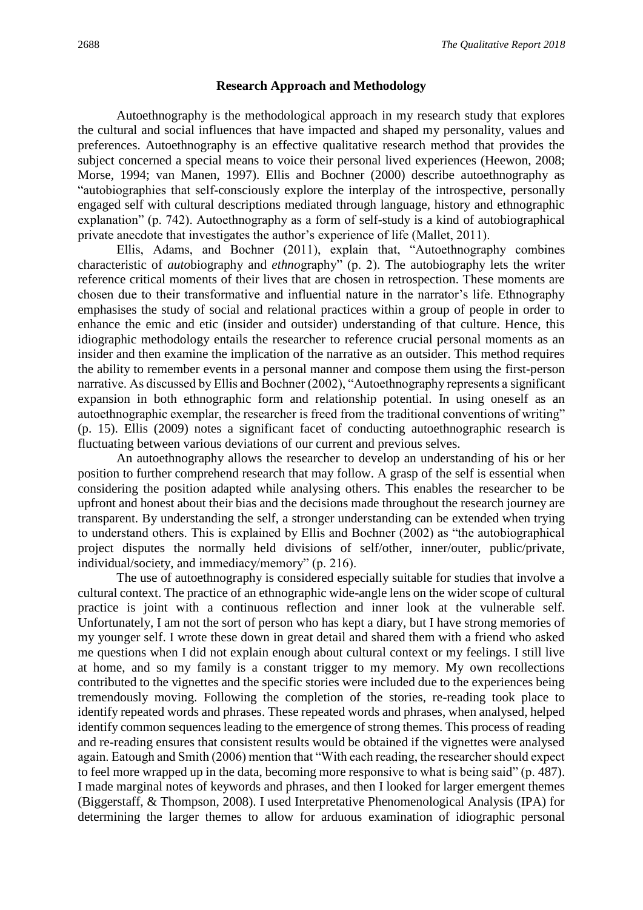## Research Approach and Methodology

Autoethnography is the methodological approach in my research study that explores the cultural and social influences that have impacted and shaped my personality, values and preferences. Autoethnography is an effective qualitative research method that provides the subject concerned a special means to voice their personal lived experiences (Heewon, 2008; Morse, 1994; van Manen, 1997). Ellis and Bochner (2000) describe autoethnography as "autobiographies that self-consciously explore the interplay of the introspective, personally engaged self with cultural descriptions mediated through language, history and ethnographic explanation" (p. 742). Autoethnography as a form of self-study is a kind of autobiographical private anecdote that investigates the author's experience of life (Mallet, 2011).

Ellis, Adams, and Bochner (2011), explain that, "Autoethnography combines characteristic of *auto*biography and *ethno*graphy" (p. 2). The autobiography lets the writer reference critical moments of their lives that are chosen in retrospection. These moments are chosen due to their transformative and influential nature in the narrator's life. Ethnography emphasises the study of social and relational practices within a group of people in order to enhance the emic and etic (insider and outsider) understanding of that culture. Hence, this idiographic methodology entails the researcher to reference crucial personal moments as an insider and then examine the implication of the narrative as an outsider. This method requires the ability to remember events in a personal manner and compose them using the first-person narrative. As discussed by Ellis and Bochner (2002), "Autoethnography represents a significant expansion in both ethnographic form and relationship potential. In using oneself as an autoethnographic exemplar, the researcher is freed from the traditional conventions of writing" (p. 15). Ellis (2009) notes a significant facet of conducting autoethnographic research is fluctuating between various deviations of our current and previous selves.

An autoethnography allows the researcher to develop an understanding of his or her position to further comprehend research that may follow. A grasp of the self is essential when considering the position adapted while analysing others. This enables the researcher to be upfront and honest about their bias and the decisions made throughout the research journey are transparent. By understanding the self, a stronger understanding can be extended when trying to understand others. This is explained by Ellis and Bochner (2002) as "the autobiographical project disputes the normally held divisions of self/other, inner/outer, public/private, individual/society, and immediacy/memory" (p. 216).

The use of autoethnography is considered especially suitable for studies that involve a cultural context. The practice of an ethnographic wide-angle lens on the wider scope of cultural practice is joint with a continuous reflection and inner look at the vulnerable self. Unfortunately, I am not the sort of person who has kept a diary, but I have strong memories of my younger self. I wrote these down in great detail and shared them with a friend who asked me questions when I did not explain enough about cultural context or my feelings. I still live at home, and so my family is a constant trigger to my memory. My own recollections contributed to the vignettes and the specific stories were included due to the experiences being tremendously moving. Following the completion of the stories, re-reading took place to identify repeated words and phrases. These repeated words and phrases, when analysed, helped identify common sequences leading to the emergence of strong themes. This process of reading and re-reading ensures that consistent results would be obtained if the vignettes were analysed again. Eatough and Smith (2006) mention that "With each reading, the researcher should expect to feel more wrapped up in the data, becoming more responsive to what is being said" (p. 487). I made marginal notes of keywords and phrases, and then I looked for larger emergent themes (Biggerstaff, & Thompson, 2008). I used Interpretative Phenomenological Analysis (IPA) for determining the larger themes to allow for arduous examination of idiographic personal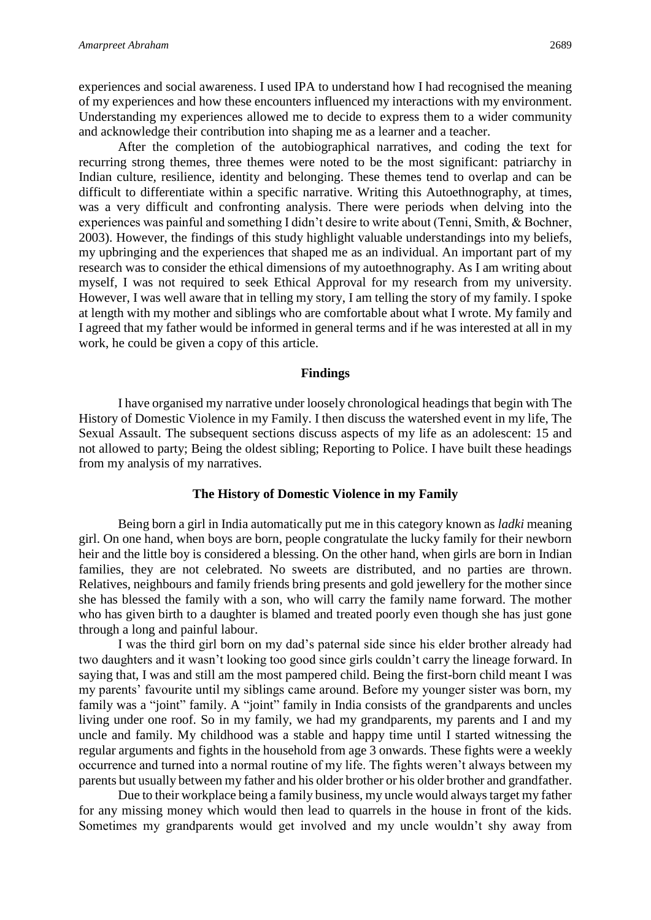experiences and social awareness. I used IPA to understand how I had recognised the meaning of my experiences and how these encounters influenced my interactions with my environment. Understanding my experiences allowed me to decide to express them to a wider community and acknowledge their contribution into shaping me as a learner and a teacher.

After the completion of the autobiographical narratives, and coding the text for recurring strong themes, three themes were noted to be the most significant: patriarchy in Indian culture, resilience, identity and belonging. These themes tend to overlap and can be difficult to differentiate within a specific narrative. Writing this Autoethnography, at times, was a very difficult and confronting analysis. There were periods when delving into the experiences was painful and something I didn't desire to write about (Tenni, Smith, & Bochner, 2003). However, the findings of this study highlight valuable understandings into my beliefs, my upbringing and the experiences that shaped me as an individual. An important part of my research was to consider the ethical dimensions of my autoethnography. As I am writing about myself, I was not required to seek Ethical Approval for my research from my university. However, I was well aware that in telling my story, I am telling the story of my family. I spoke at length with my mother and siblings who are comfortable about what I wrote. My family and I agreed that my father would be informed in general terms and if he was interested at all in my work, he could be given a copy of this article.

## Findings

I have organised my narrative under loosely chronological headings that begin with The History of Domestic Violence in my Family. I then discuss the watershed event in my life, The Sexual Assault. The subsequent sections discuss aspects of my life as an adolescent: 15 and not allowed to party; Being the oldest sibling; Reporting to Police. I have built these headings from my analysis of my narratives.

### The History of Domestic Violence in my Family

Being born a girl in India automatically put me in this category known as *ladki* meaning girl. On one hand, when boys are born, people congratulate the lucky family for their newborn heir and the little boy is considered a blessing. On the other hand, when girls are born in Indian families, they are not celebrated. No sweets are distributed, and no parties are thrown. Relatives, neighbours and family friends bring presents and gold jewellery for the mother since she has blessed the family with a son, who will carry the family name forward. The mother who has given birth to a daughter is blamed and treated poorly even though she has just gone through a long and painful labour.

I was the third girl born on my dad's paternal side since his elder brother already had two daughters and it wasn't looking too good since girls couldn't carry the lineage forward. In saying that, I was and still am the most pampered child. Being the first-born child meant I was my parents' favourite until my siblings came around. Before my younger sister was born, my family was a "joint" family. A "joint" family in India consists of the grandparents and uncles living under one roof. So in my family, we had my grandparents, my parents and I and my uncle and family. My childhood was a stable and happy time until I started witnessing the regular arguments and fights in the household from age 3 onwards. These fights were a weekly occurrence and turned into a normal routine of my life. The fights weren't always between my parents but usually between my father and his older brother or his older brother and grandfather.

Due to their workplace being a family business, my uncle would always target my father for any missing money which would then lead to quarrels in the house in front of the kids. Sometimes my grandparents would get involved and my uncle wouldn't shy away from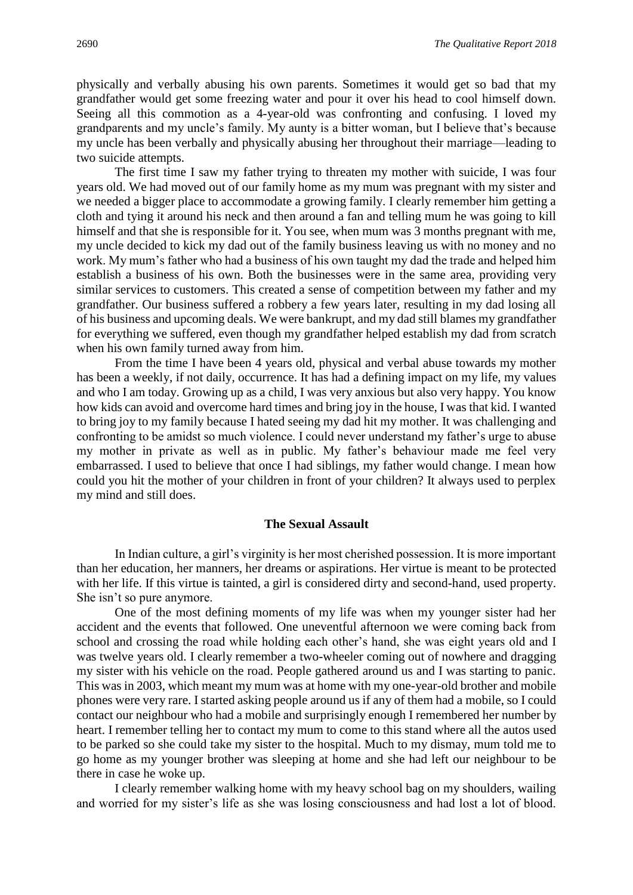physically and verbally abusing his own parents. Sometimes it would get so bad that my grandfather would get some freezing water and pour it over his head to cool himself down. Seeing all this commotion as a 4-year-old was confronting and confusing. I loved my grandparents and my uncle's family. My aunty is a bitter woman, but I believe that's because my uncle has been verbally and physically abusing her throughout their marriage—leading to two suicide attempts.

The first time I saw my father trying to threaten my mother with suicide, I was four years old. We had moved out of our family home as my mum was pregnant with my sister and we needed a bigger place to accommodate a growing family. I clearly remember him getting a cloth and tying it around his neck and then around a fan and telling mum he was going to kill himself and that she is responsible for it. You see, when mum was 3 months pregnant with me, my uncle decided to kick my dad out of the family business leaving us with no money and no work. My mum's father who had a business of his own taught my dad the trade and helped him establish a business of his own. Both the businesses were in the same area, providing very similar services to customers. This created a sense of competition between my father and my grandfather. Our business suffered a robbery a few years later, resulting in my dad losing all of his business and upcoming deals. We were bankrupt, and my dad still blames my grandfather for everything we suffered, even though my grandfather helped establish my dad from scratch when his own family turned away from him.

From the time I have been 4 years old, physical and verbal abuse towards my mother has been a weekly, if not daily, occurrence. It has had a defining impact on my life, my values and who I am today. Growing up as a child, I was very anxious but also very happy. You know how kids can avoid and overcome hard times and bring joy in the house, I was that kid. I wanted to bring joy to my family because I hated seeing my dad hit my mother. It was challenging and confronting to be amidst so much violence. I could never understand my father's urge to abuse my mother in private as well as in public. My father's behaviour made me feel very embarrassed. I used to believe that once I had siblings, my father would change. I mean how could you hit the mother of your children in front of your children? It always used to perplex my mind and still does.

## The Sexual Assault

In Indian culture, a girl's virginity is her most cherished possession. It is more important than her education, her manners, her dreams or aspirations. Her virtue is meant to be protected with her life. If this virtue is tainted, a girl is considered dirty and second-hand, used property. She isn't so pure anymore.

One of the most defining moments of my life was when my younger sister had her accident and the events that followed. One uneventful afternoon we were coming back from school and crossing the road while holding each other's hand, she was eight years old and I was twelve years old. I clearly remember a two-wheeler coming out of nowhere and dragging my sister with his vehicle on the road. People gathered around us and I was starting to panic. This was in 2003, which meant my mum was at home with my one-year-old brother and mobile phones were very rare. I started asking people around us if any of them had a mobile, so I could contact our neighbour who had a mobile and surprisingly enough I remembered her number by heart. I remember telling her to contact my mum to come to this stand where all the autos used to be parked so she could take my sister to the hospital. Much to my dismay, mum told me to go home as my younger brother was sleeping at home and she had left our neighbour to be there in case he woke up.

I clearly remember walking home with my heavy school bag on my shoulders, wailing and worried for my sister's life as she was losing consciousness and had lost a lot of blood.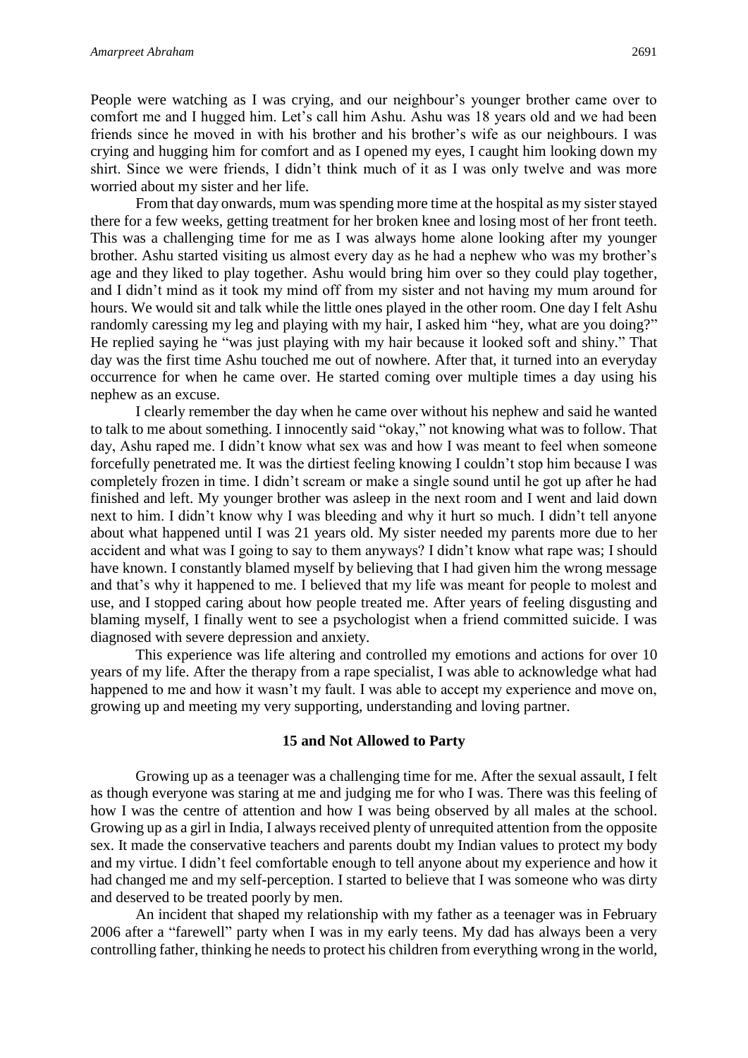People were watching as I was crying, and our neighbour's younger brother came over to comfort me and I hugged him. Let's call him Ashu. Ashu was 18 years old and we had been friends since he moved in with his brother and his brother's wife as our neighbours. I was crying and hugging him for comfort and as I opened my eyes, I caught him looking down my shirt. Since we were friends, I didn't think much of it as I was only twelve and was more worried about my sister and her life.

From that day onwards, mum was spending more time at the hospital as my sister stayed there for a few weeks, getting treatment for her broken knee and losing most of her front teeth. This was a challenging time for me as I was always home alone looking after my younger brother. Ashu started visiting us almost every day as he had a nephew who was my brother's age and they liked to play together. Ashu would bring him over so they could play together, and I didn't mind as it took my mind off from my sister and not having my mum around for hours. We would sit and talk while the little ones played in the other room. One day I felt Ashu randomly caressing my leg and playing with my hair, I asked him "hey, what are you doing?" He replied saying he "was just playing with my hair because it looked soft and shiny." That day was the first time Ashu touched me out of nowhere. After that, it turned into an everyday occurrence for when he came over. He started coming over multiple times a day using his nephew as an excuse.

I clearly remember the day when he came over without his nephew and said he wanted to talk to me about something. I innocently said "okay," not knowing what was to follow. That day, Ashu raped me. I didn't know what sex was and how I was meant to feel when someone forcefully penetrated me. It was the dirtiest feeling knowing I couldn't stop him because I was completely frozen in time. I didn't scream or make a single sound until he got up after he had finished and left. My younger brother was asleep in the next room and I went and laid down next to him. I didn't know why I was bleeding and why it hurt so much. I didn't tell anyone about what happened until I was 21 years old. My sister needed my parents more due to her accident and what was I going to say to them anyways? I didn't know what rape was; I should have known. I constantly blamed myself by believing that I had given him the wrong message and that's why it happened to me. I believed that my life was meant for people to molest and use, and I stopped caring about how people treated me. After years of feeling disgusting and blaming myself, I finally went to see a psychologist when a friend committed suicide. I was diagnosed with severe depression and anxiety.

This experience was life altering and controlled my emotions and actions for over 10 years of my life. After the therapy from a rape specialist, I was able to acknowledge what had happened to me and how it wasn't my fault. I was able to accept my experience and move on, growing up and meeting my very supporting, understanding and loving partner.

## 15 and Not Allowed to Party

Growing up as a teenager was a challenging time for me. After the sexual assault, I felt as though everyone was staring at me and judging me for who I was. There was this feeling of how I was the centre of attention and how I was being observed by all males at the school. Growing up as a girl in India, I always received plenty of unrequited attention from the opposite sex. It made the conservative teachers and parents doubt my Indian values to protect my body and my virtue. I didn't feel comfortable enough to tell anyone about my experience and how it had changed me and my self-perception. I started to believe that I was someone who was dirty and deserved to be treated poorly by men.

An incident that shaped my relationship with my father as a teenager was in February 2006 after a "farewell" party when I was in my early teens. My dad has always been a very controlling father, thinking he needs to protect his children from everything wrong in the world,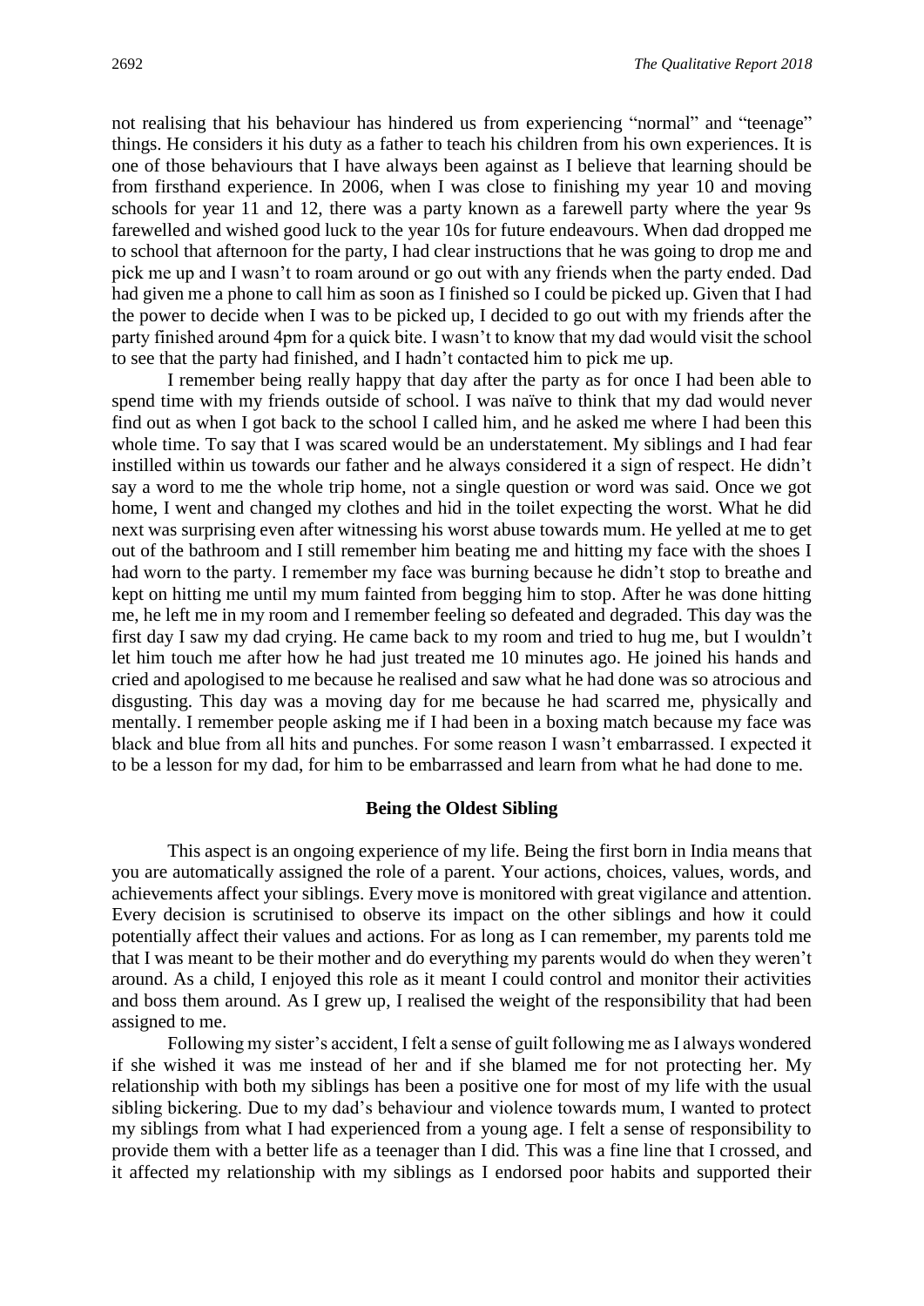not realising that his behaviour has hindered us from experiencing "normal" and "teenage" things. He considers it his duty as a father to teach his children from his own experiences. It is one of those behaviours that I have always been against as I believe that learning should be from firsthand experience. In 2006, when I was close to finishing my year 10 and moving schools for year 11 and 12, there was a party known as a farewell party where the year 9s farewelled and wished good luck to the year 10s for future endeavours. When dad dropped me to school that afternoon for the party, I had clear instructions that he was going to drop me and pick me up and I wasn't to roam around or go out with any friends when the party ended. Dad had given me a phone to call him as soon as I finished so I could be picked up. Given that I had the power to decide when I was to be picked up, I decided to go out with my friends after the party finished around 4pm for a quick bite. I wasn't to know that my dad would visit the school to see that the party had finished, and I hadn't contacted him to pick me up.

I remember being really happy that day after the party as for once I had been able to spend time with my friends outside of school. I was naïve to think that my dad would never find out as when I got back to the school I called him, and he asked me where I had been this whole time. To say that I was scared would be an understatement. My siblings and I had fear instilled within us towards our father and he always considered it a sign of respect. He didn't say a word to me the whole trip home, not a single question or word was said. Once we got home, I went and changed my clothes and hid in the toilet expecting the worst. What he did next was surprising even after witnessing his worst abuse towards mum. He yelled at me to get out of the bathroom and I still remember him beating me and hitting my face with the shoes I had worn to the party. I remember my face was burning because he didn't stop to breathe and kept on hitting me until my mum fainted from begging him to stop. After he was done hitting me, he left me in my room and I remember feeling so defeated and degraded. This day was the first day I saw my dad crying. He came back to my room and tried to hug me, but I wouldn't let him touch me after how he had just treated me 10 minutes ago. He joined his hands and cried and apologised to me because he realised and saw what he had done was so atrocious and disgusting. This day was a moving day for me because he had scarred me, physically and mentally. I remember people asking me if I had been in a boxing match because my face was black and blue from all hits and punches. For some reason I wasn't embarrassed. I expected it to be a lesson for my dad, for him to be embarrassed and learn from what he had done to me.

### Being the Oldest Sibling

This aspect is an ongoing experience of my life. Being the first born in India means that you are automatically assigned the role of a parent. Your actions, choices, values, words, and achievements affect your siblings. Every move is monitored with great vigilance and attention. Every decision is scrutinised to observe its impact on the other siblings and how it could potentially affect their values and actions. For as long as I can remember, my parents told me that I was meant to be their mother and do everything my parents would do when they weren't around. As a child, I enjoyed this role as it meant I could control and monitor their activities and boss them around. As I grew up, I realised the weight of the responsibility that had been assigned to me.

Following my sister's accident, I felt a sense of guilt following me as I always wondered if she wished it was me instead of her and if she blamed me for not protecting her. My relationship with both my siblings has been a positive one for most of my life with the usual sibling bickering. Due to my dad's behaviour and violence towards mum, I wanted to protect my siblings from what I had experienced from a young age. I felt a sense of responsibility to provide them with a better life as a teenager than I did. This was a fine line that I crossed, and it affected my relationship with my siblings as I endorsed poor habits and supported their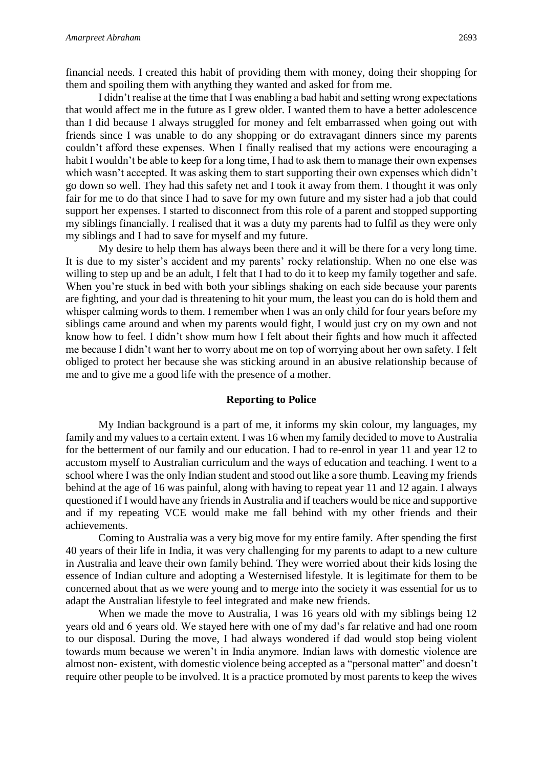financial needs. I created this habit of providing them with money, doing their shopping for them and spoiling them with anything they wanted and asked for from me.

I didn't realise at the time that I was enabling a bad habit and setting wrong expectations that would affect me in the future as I grew older. I wanted them to have a better adolescence than I did because I always struggled for money and felt embarrassed when going out with friends since I was unable to do any shopping or do extravagant dinners since my parents couldn't afford these expenses. When I finally realised that my actions were encouraging a habit I wouldn't be able to keep for a long time, I had to ask them to manage their own expenses which wasn't accepted. It was asking them to start supporting their own expenses which didn't go down so well. They had this safety net and I took it away from them. I thought it was only fair for me to do that since I had to save for my own future and my sister had a job that could support her expenses. I started to disconnect from this role of a parent and stopped supporting my siblings financially. I realised that it was a duty my parents had to fulfil as they were only my siblings and I had to save for myself and my future.

My desire to help them has always been there and it will be there for a very long time. It is due to my sister's accident and my parents' rocky relationship. When no one else was willing to step up and be an adult, I felt that I had to do it to keep my family together and safe. When you're stuck in bed with both your siblings shaking on each side because your parents are fighting, and your dad is threatening to hit your mum, the least you can do is hold them and whisper calming words to them. I remember when I was an only child for four years before my siblings came around and when my parents would fight, I would just cry on my own and not know how to feel. I didn't show mum how I felt about their fights and how much it affected me because I didn't want her to worry about me on top of worrying about her own safety. I felt obliged to protect her because she was sticking around in an abusive relationship because of me and to give me a good life with the presence of a mother.

## Reporting to Police

My Indian background is a part of me, it informs my skin colour, my languages, my family and my values to a certain extent. I was 16 when my family decided to move to Australia for the betterment of our family and our education. I had to re-enrol in year 11 and year 12 to accustom myself to Australian curriculum and the ways of education and teaching. I went to a school where I was the only Indian student and stood out like a sore thumb. Leaving my friends behind at the age of 16 was painful, along with having to repeat year 11 and 12 again. I always questioned if I would have any friends in Australia and if teachers would be nice and supportive and if my repeating VCE would make me fall behind with my other friends and their achievements.

Coming to Australia was a very big move for my entire family. After spending the first 40 years of their life in India, it was very challenging for my parents to adapt to a new culture in Australia and leave their own family behind. They were worried about their kids losing the essence of Indian culture and adopting a Westernised lifestyle. It is legitimate for them to be concerned about that as we were young and to merge into the society it was essential for us to adapt the Australian lifestyle to feel integrated and make new friends.

When we made the move to Australia, I was 16 years old with my siblings being 12 years old and 6 years old. We stayed here with one of my dad's far relative and had one room to our disposal. During the move, I had always wondered if dad would stop being violent towards mum because we weren't in India anymore. Indian laws with domestic violence are almost non- existent, with domestic violence being accepted as a "personal matter" and doesn't require other people to be involved. It is a practice promoted by most parents to keep the wives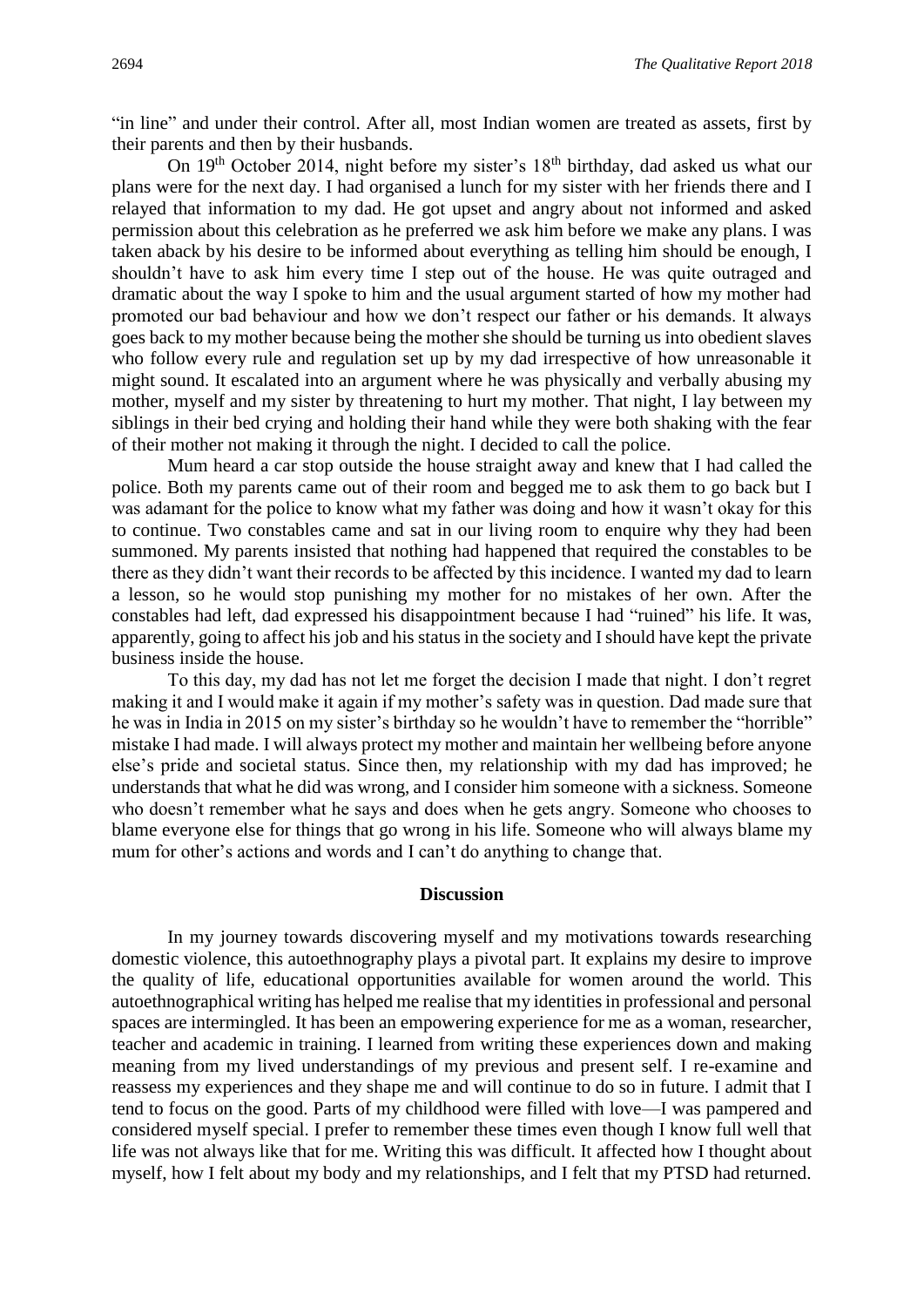"in line" and under their control. After all, most Indian women are treated as assets, first by their parents and then by their husbands.

On 19th October 2014, night before my sister's 18th birthday, dad asked us what our plans were for the next day. I had organised a lunch for my sister with her friends there and I relayed that information to my dad. He got upset and angry about not informed and asked permission about this celebration as he preferred we ask him before we make any plans. I was taken aback by his desire to be informed about everything as telling him should be enough, I shouldn't have to ask him every time I step out of the house. He was quite outraged and dramatic about the way I spoke to him and the usual argument started of how my mother had promoted our bad behaviour and how we don't respect our father or his demands. It always goes back to my mother because being the mother she should be turning us into obedient slaves who follow every rule and regulation set up by my dad irrespective of how unreasonable it might sound. It escalated into an argument where he was physically and verbally abusing my mother, myself and my sister by threatening to hurt my mother. That night, I lay between my siblings in their bed crying and holding their hand while they were both shaking with the fear of their mother not making it through the night. I decided to call the police.

Mum heard a car stop outside the house straight away and knew that I had called the police. Both my parents came out of their room and begged me to ask them to go back but I was adamant for the police to know what my father was doing and how it wasn't okay for this to continue. Two constables came and sat in our living room to enquire why they had been summoned. My parents insisted that nothing had happened that required the constables to be there as they didn't want their records to be affected by this incidence. I wanted my dad to learn a lesson, so he would stop punishing my mother for no mistakes of her own. After the constables had left, dad expressed his disappointment because I had "ruined" his life. It was, apparently, going to affect his job and his status in the society and I should have kept the private business inside the house.

To this day, my dad has not let me forget the decision I made that night. I don't regret making it and I would make it again if my mother's safety was in question. Dad made sure that he was in India in 2015 on my sister's birthday so he wouldn't have to remember the "horrible" mistake I had made. I will always protect my mother and maintain her wellbeing before anyone else's pride and societal status. Since then, my relationship with my dad has improved; he understands that what he did was wrong, and I consider him someone with a sickness. Someone who doesn't remember what he says and does when he gets angry. Someone who chooses to blame everyone else for things that go wrong in his life. Someone who will always blame my mum for other's actions and words and I can't do anything to change that.

## Discussion

In my journey towards discovering myself and my motivations towards researching domestic violence, this autoethnography plays a pivotal part. It explains my desire to improve the quality of life, educational opportunities available for women around the world. This autoethnographical writing has helped me realise that my identities in professional and personal spaces are intermingled. It has been an empowering experience for me as a woman, researcher, teacher and academic in training. I learned from writing these experiences down and making meaning from my lived understandings of my previous and present self. I re-examine and reassess my experiences and they shape me and will continue to do so in future. I admit that I tend to focus on the good. Parts of my childhood were filled with love—I was pampered and considered myself special. I prefer to remember these times even though I know full well that life was not always like that for me. Writing this was difficult. It affected how I thought about myself, how I felt about my body and my relationships, and I felt that my PTSD had returned.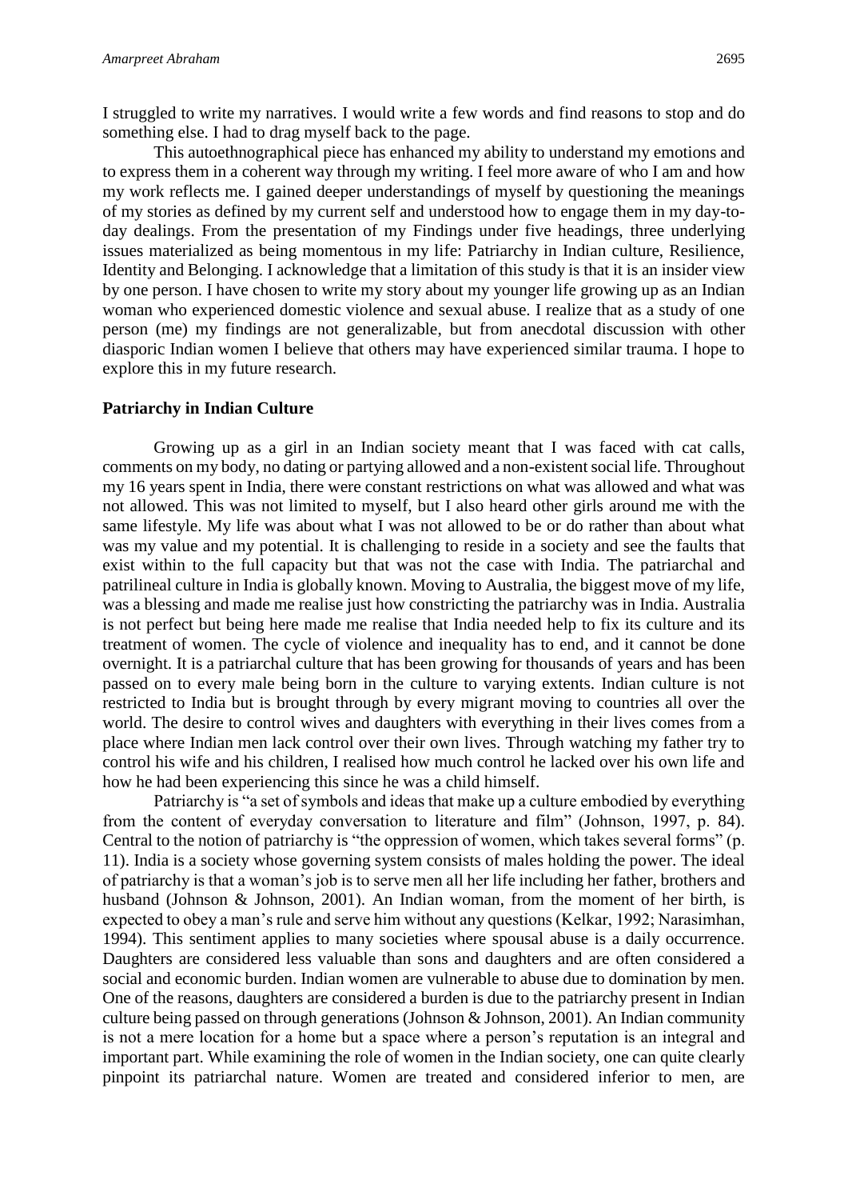I struggled to write my narratives. I would write a few words and find reasons to stop and do something else. I had to drag myself back to the page.

This autoethnographical piece has enhanced my ability to understand my emotions and to express them in a coherent way through my writing. I feel more aware of who I am and how my work reflects me. I gained deeper understandings of myself by questioning the meanings of my stories as defined by my current self and understood how to engage them in my day-to-day dealings. From the presentation of my Findings under five headings, three underlying issues materialized as being momentous in my life: Patriarchy in Indian culture, Resilience, Identity and Belonging. I acknowledge that a limitation of this study is that it is an insider view by one person. I have chosen to write my story about my younger life growing up as an Indian woman who experienced domestic violence and sexual abuse. I realize that as a study of one person (me) my findings are not generalizable, but from anecdotal discussion with other diasporic Indian women I believe that others may have experienced similar trauma. I hope to explore this in my future research.

### Patriarchy in Indian Culture

Growing up as a girl in an Indian society meant that I was faced with cat calls, comments on my body, no dating or partying allowed and a non-existent social life. Throughout my 16 years spent in India, there were constant restrictions on what was allowed and what was not allowed. This was not limited to myself, but I also heard other girls around me with the same lifestyle. My life was about what I was not allowed to be or do rather than about what was my value and my potential. It is challenging to reside in a society and see the faults that exist within to the full capacity but that was not the case with India. The patriarchal and patrilineal culture in India is globally known. Moving to Australia, the biggest move of my life, was a blessing and made me realise just how constricting the patriarchy was in India. Australia is not perfect but being here made me realise that India needed help to fix its culture and its treatment of women. The cycle of violence and inequality has to end, and it cannot be done overnight. It is a patriarchal culture that has been growing for thousands of years and has been passed on to every male being born in the culture to varying extents. Indian culture is not restricted to India but is brought through by every migrant moving to countries all over the world. The desire to control wives and daughters with everything in their lives comes from a place where Indian men lack control over their own lives. Through watching my father try to control his wife and his children, I realised how much control he lacked over his own life and how he had been experiencing this since he was a child himself.

Patriarchy is "a set of symbols and ideas that make up a culture embodied by everything from the content of everyday conversation to literature and film" (Johnson, 1997, p. 84). Central to the notion of patriarchy is "the oppression of women, which takes several forms" (p. 11). India is a society whose governing system consists of males holding the power. The ideal of patriarchy is that a woman's job is to serve men all her life including her father, brothers and husband (Johnson & Johnson, 2001). An Indian woman, from the moment of her birth, is expected to obey a man's rule and serve him without any questions (Kelkar, 1992; Narasimhan, 1994). This sentiment applies to many societies where spousal abuse is a daily occurrence. Daughters are considered less valuable than sons and daughters and are often considered a social and economic burden. Indian women are vulnerable to abuse due to domination by men. One of the reasons, daughters are considered a burden is due to the patriarchy present in Indian culture being passed on through generations (Johnson & Johnson, 2001). An Indian community is not a mere location for a home but a space where a person's reputation is an integral and important part. While examining the role of women in the Indian society, one can quite clearly pinpoint its patriarchal nature. Women are treated and considered inferior to men, are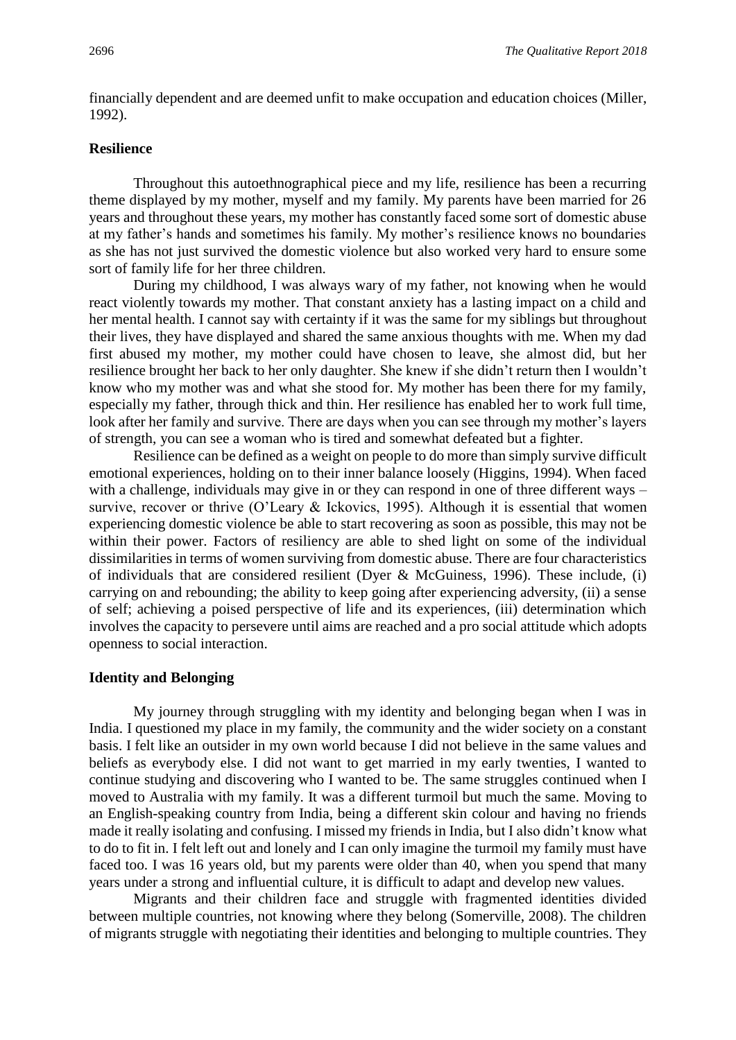financially dependent and are deemed unfit to make occupation and education choices (Miller, 1992).

## Resilience

Throughout this autoethnographical piece and my life, resilience has been a recurring theme displayed by my mother, myself and my family. My parents have been married for 26 years and throughout these years, my mother has constantly faced some sort of domestic abuse at my father's hands and sometimes his family. My mother's resilience knows no boundaries as she has not just survived the domestic violence but also worked very hard to ensure some sort of family life for her three children.

During my childhood, I was always wary of my father, not knowing when he would react violently towards my mother. That constant anxiety has a lasting impact on a child and her mental health. I cannot say with certainty if it was the same for my siblings but throughout their lives, they have displayed and shared the same anxious thoughts with me. When my dad first abused my mother, my mother could have chosen to leave, she almost did, but her resilience brought her back to her only daughter. She knew if she didn't return then I wouldn't know who my mother was and what she stood for. My mother has been there for my family, especially my father, through thick and thin. Her resilience has enabled her to work full time, look after her family and survive. There are days when you can see through my mother's layers of strength, you can see a woman who is tired and somewhat defeated but a fighter.

Resilience can be defined as a weight on people to do more than simply survive difficult emotional experiences, holding on to their inner balance loosely (Higgins, 1994). When faced with a challenge, individuals may give in or they can respond in one of three different ways – survive, recover or thrive (O'Leary & Ickovics, 1995). Although it is essential that women experiencing domestic violence be able to start recovering as soon as possible, this may not be within their power. Factors of resiliency are able to shed light on some of the individual dissimilarities in terms of women surviving from domestic abuse. There are four characteristics of individuals that are considered resilient (Dyer & McGuiness, 1996). These include, (i) carrying on and rebounding; the ability to keep going after experiencing adversity, (ii) a sense of self; achieving a poised perspective of life and its experiences, (iii) determination which involves the capacity to persevere until aims are reached and a pro social attitude which adopts openness to social interaction.

## Identity and Belonging

My journey through struggling with my identity and belonging began when I was in India. I questioned my place in my family, the community and the wider society on a constant basis. I felt like an outsider in my own world because I did not believe in the same values and beliefs as everybody else. I did not want to get married in my early twenties, I wanted to continue studying and discovering who I wanted to be. The same struggles continued when I moved to Australia with my family. It was a different turmoil but much the same. Moving to an English-speaking country from India, being a different skin colour and having no friends made it really isolating and confusing. I missed my friends in India, but I also didn't know what to do to fit in. I felt left out and lonely and I can only imagine the turmoil my family must have faced too. I was 16 years old, but my parents were older than 40, when you spend that many years under a strong and influential culture, it is difficult to adapt and develop new values.

Migrants and their children face and struggle with fragmented identities divided between multiple countries, not knowing where they belong (Somerville, 2008). The children of migrants struggle with negotiating their identities and belonging to multiple countries. They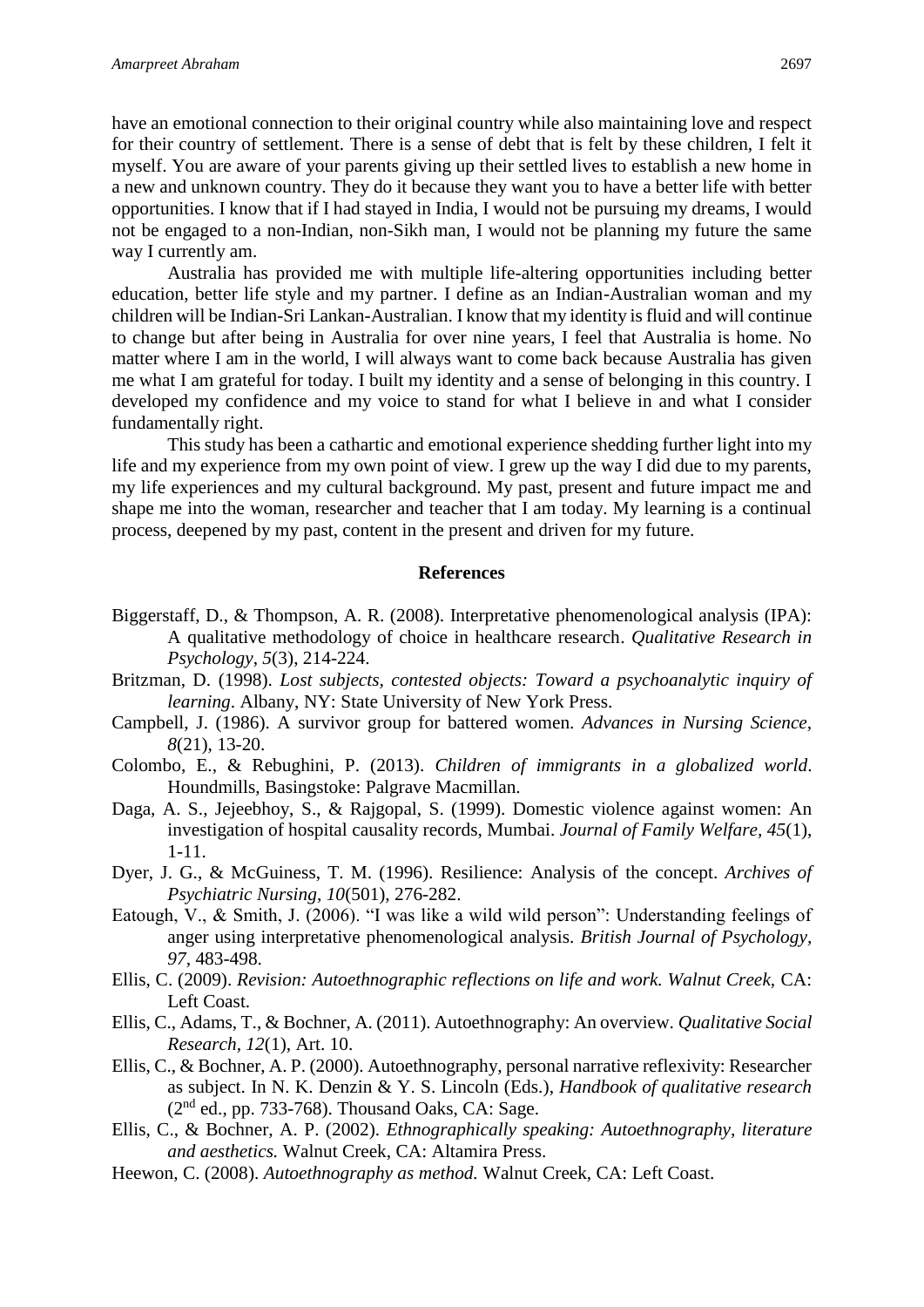have an emotional connection to their original country while also maintaining love and respect for their country of settlement. There is a sense of debt that is felt by these children, I felt it myself. You are aware of your parents giving up their settled lives to establish a new home in a new and unknown country. They do it because they want you to have a better life with better opportunities. I know that if I had stayed in India, I would not be pursuing my dreams, I would not be engaged to a non-Indian, non-Sikh man, I would not be planning my future the same way I currently am.

Australia has provided me with multiple life-altering opportunities including better education, better life style and my partner. I define as an Indian-Australian woman and my children will be Indian-Sri Lankan-Australian. I know that my identity is fluid and will continue to change but after being in Australia for over nine years, I feel that Australia is home. No matter where I am in the world, I will always want to come back because Australia has given me what I am grateful for today. I built my identity and a sense of belonging in this country. I developed my confidence and my voice to stand for what I believe in and what I consider fundamentally right.

This study has been a cathartic and emotional experience shedding further light into my life and my experience from my own point of view. I grew up the way I did due to my parents, my life experiences and my cultural background. My past, present and future impact me and shape me into the woman, researcher and teacher that I am today. My learning is a continual process, deepened by my past, content in the present and driven for my future.

## References

Biggerstaff, D., & Thompson, A. R. (2008). Interpretative phenomenological analysis (IPA): A qualitative methodology of choice in healthcare research. *Qualitative Research in Psychology, 5*(3), 214-224.

Britzman, D. (1998). *Lost subjects, contested objects: Toward a psychoanalytic inquiry of learning*. Albany, NY: State University of New York Press.

Campbell, J. (1986). A survivor group for battered women. *Advances in Nursing Science, 8*(21), 13-20.

Colombo, E., & Rebughini, P. (2013). *Children of immigrants in a globalized world*. Houndmills, Basingstoke: Palgrave Macmillan.

Daga, A. S., Jejeebhoy, S., & Rajgopal, S. (1999). Domestic violence against women: An investigation of hospital causality records, Mumbai. *Journal of Family Welfare, 45*(1), 1-11.

Dyer, J. G., & McGuiness, T. M. (1996). Resilience: Analysis of the concept. *Archives of Psychiatric Nursing, 10*(501), 276-282.

Eatough, V., & Smith, J. (2006). "I was like a wild wild person": Understanding feelings of anger using interpretative phenomenological analysis. *British Journal of Psychology, 97*, 483-498.

Ellis, C. (2009). *Revision: Autoethnographic reflections on life and work. Walnut Creek*, CA: Left Coast.

Ellis, C., Adams, T., & Bochner, A. (2011). Autoethnography: An overview. *Qualitative Social Research, 12*(1), Art. 10.

Ellis, C., & Bochner, A. P. (2000). Autoethnography, personal narrative reflexivity: Researcher as subject. In N. K. Denzin & Y. S. Lincoln (Eds.), *Handbook of qualitative research* (2nd ed., pp. 733-768). Thousand Oaks, CA: Sage.

Ellis, C., & Bochner, A. P. (2002). *Ethnographically speaking: Autoethnography, literature and aesthetics.* Walnut Creek, CA: Altamira Press.

Heewon, C. (2008). *Autoethnography as method.* Walnut Creek, CA: Left Coast.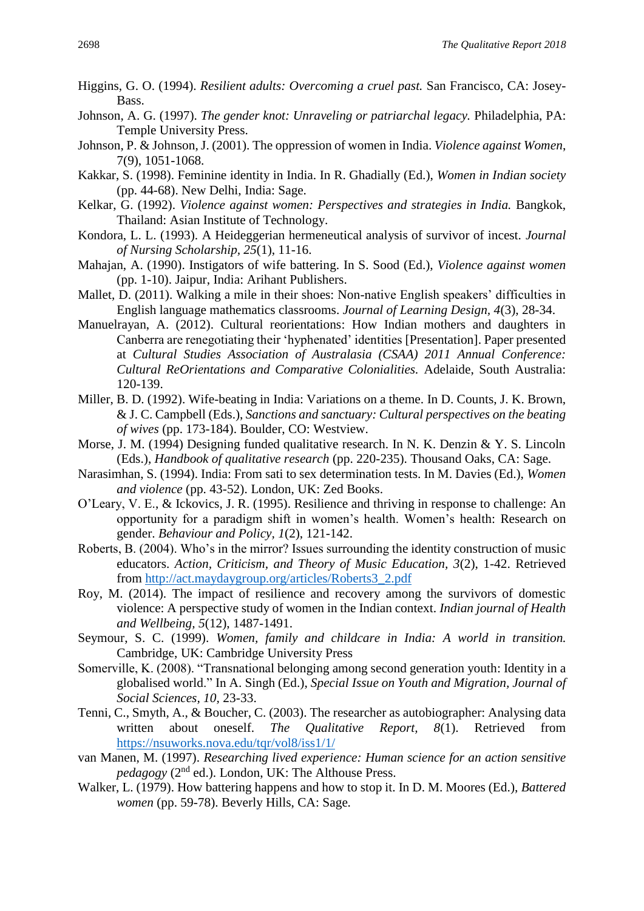Higgins, G. O. (1994). *Resilient adults: Overcoming a cruel past.* San Francisco, CA: Josey-Bass.

Johnson, A. G. (1997). *The gender knot: Unraveling or patriarchal legacy.* Philadelphia, PA: Temple University Press.

Johnson, P. & Johnson, J. (2001). The oppression of women in India. *Violence against Women*, 7(9), 1051-1068.

Kakkar, S. (1998). Feminine identity in India. In R. Ghadially (Ed.), *Women in Indian society* (pp. 44-68). New Delhi, India: Sage.

Kelkar, G. (1992). *Violence against women: Perspectives and strategies in India.* Bangkok, Thailand: Asian Institute of Technology.

Kondora, L. L. (1993). A Heideggerian hermeneutical analysis of survivor of incest. *Journal of Nursing Scholarship, 25*(1), 11-16.

Mahajan, A. (1990). Instigators of wife battering. In S. Sood (Ed.), *Violence against women* (pp. 1-10). Jaipur, India: Arihant Publishers.

Mallet, D. (2011). Walking a mile in their shoes: Non-native English speakers' difficulties in English language mathematics classrooms. *Journal of Learning Design, 4*(3), 28-34.

Manuelrayan, A. (2012). Cultural reorientations: How Indian mothers and daughters in Canberra are renegotiating their 'hyphenated' identities [Presentation]. Paper presented at *Cultural Studies Association of Australasia (CSAA) 2011 Annual Conference: Cultural ReOrientations and Comparative Colonialities.* Adelaide, South Australia: 120-139.

Miller, B. D. (1992). Wife-beating in India: Variations on a theme. In D. Counts, J. K. Brown, & J. C. Campbell (Eds.), *Sanctions and sanctuary: Cultural perspectives on the beating of wives* (pp. 173-184). Boulder, CO: Westview.

Morse, J. M. (1994) Designing funded qualitative research. In N. K. Denzin & Y. S. Lincoln (Eds.), *Handbook of qualitative research* (pp. 220-235). Thousand Oaks, CA: Sage.

Narasimhan, S. (1994). India: From sati to sex determination tests. In M. Davies (Ed.), *Women and violence* (pp. 43-52). London, UK: Zed Books.

O'Leary, V. E., & Ickovics, J. R. (1995). Resilience and thriving in response to challenge: An opportunity for a paradigm shift in women's health. Women's health: Research on gender. *Behaviour and Policy, 1*(2), 121-142.

Roberts, B. (2004). Who's in the mirror? Issues surrounding the identity construction of music educators. *Action, Criticism, and Theory of Music Education, 3*(2), 1-42. Retrieved from http://act.maydaygroup.org/articles/Roberts3_2.pdf

Roy, M. (2014). The impact of resilience and recovery among the survivors of domestic violence: A perspective study of women in the Indian context. *Indian journal of Health and Wellbeing, 5*(12), 1487-1491.

Seymour, S. C. (1999). *Women, family and childcare in India: A world in transition.* Cambridge, UK: Cambridge University Press

Somerville, K. (2008). "Transnational belonging among second generation youth: Identity in a globalised world." In A. Singh (Ed.), *Special Issue on Youth and Migration, Journal of Social Sciences, 10,* 23-33.

Tenni, C., Smyth, A., & Boucher, C. (2003). The researcher as autobiographer: Analysing data written about oneself. *The Qualitative Report, 8*(1). Retrieved from https://nsuworks.nova.edu/tqr/vol8/iss1/1/

van Manen, M. (1997). *Researching lived experience: Human science for an action sensitive pedagogy* (2nd ed.). London, UK: The Althouse Press.

Walker, L. (1979). How battering happens and how to stop it. In D. M. Moores (Ed.), *Battered women* (pp. 59-78). Beverly Hills, CA: Sage.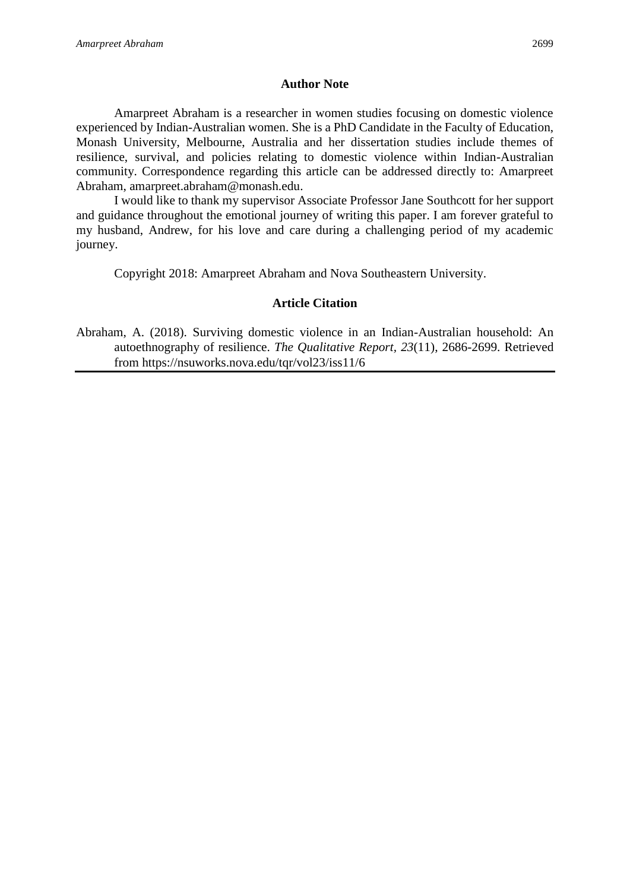### Author Note

Amarpreet Abraham is a researcher in women studies focusing on domestic violence experienced by Indian-Australian women. She is a PhD Candidate in the Faculty of Education, Monash University, Melbourne, Australia and her dissertation studies include themes of resilience, survival, and policies relating to domestic violence within Indian-Australian community. Correspondence regarding this article can be addressed directly to: Amarpreet Abraham, amarpreet.abraham@monash.edu.

I would like to thank my supervisor Associate Professor Jane Southcott for her support and guidance throughout the emotional journey of writing this paper. I am forever grateful to my husband, Andrew, for his love and care during a challenging period of my academic journey.

Copyright 2018: Amarpreet Abraham and Nova Southeastern University.

### Article Citation

Abraham, A. (2018). Surviving domestic violence in an Indian-Australian household: An autoethnography of resilience. *The Qualitative Report*, *23*(11), 2686-2699. Retrieved from https://nsuworks.nova.edu/tqr/vol23/iss11/6